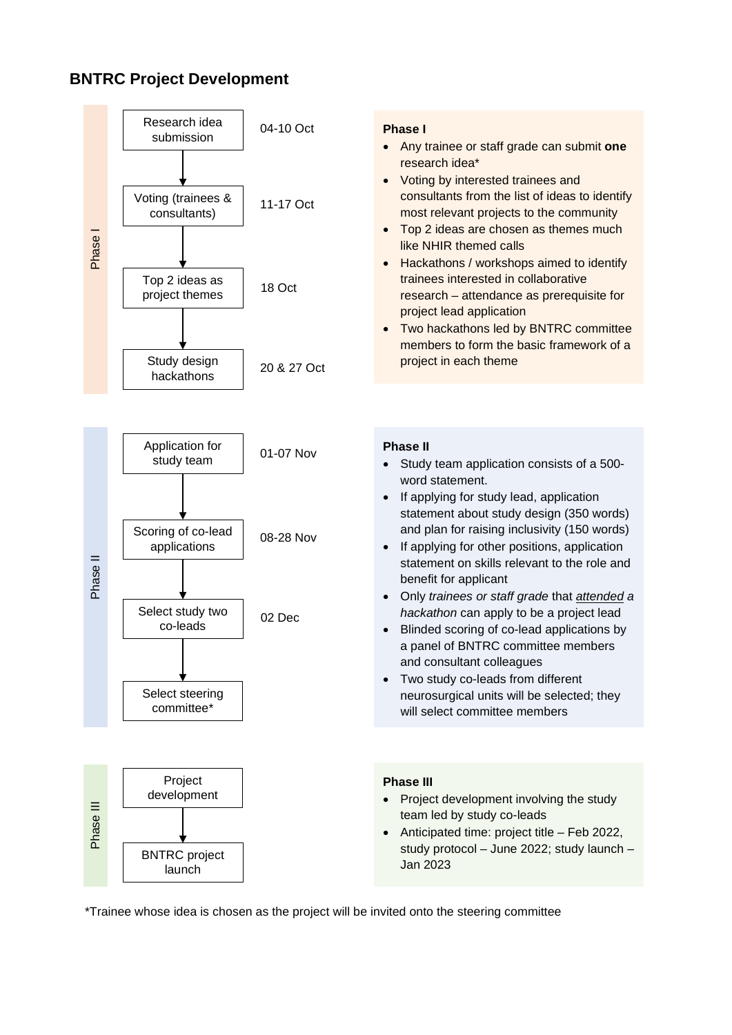## BNTRC Project Development

### Phase I

| Step | Date |
| --- | --- |
| Research idea submission | 04-10 Oct |
| Voting (trainees & consultants) | 11-17 Oct |
| Top 2 ideas as project themes | 18 Oct |
| Study design hackathons | 20 & 27 Oct |

**Phase I**

- Any trainee or staff grade can submit **one** research idea*
- Voting by interested trainees and consultants from the list of ideas to identify most relevant projects to the community
- Top 2 ideas are chosen as themes much like NHIR themed calls
- Hackathons / workshops aimed to identify trainees interested in collaborative research – attendance as prerequisite for project lead application
- Two hackathons led by BNTRC committee members to form the basic framework of a project in each theme

### Phase II

| Step | Date |
| --- | --- |
| Application for study team | 01-07 Nov |
| Scoring of co-lead applications | 08-28 Nov |
| Select study two co-leads | 02 Dec |
| Select steering committee* | |

**Phase II**

- Study team application consists of a 500-word statement.
- If applying for study lead, application statement about study design (350 words) and plan for raising inclusivity (150 words)
- If applying for other positions, application statement on skills relevant to the role and benefit for applicant
- Only *trainees or staff grade* that *attended* *a hackathon* can apply to be a project lead
- Blinded scoring of co-lead applications by a panel of BNTRC committee members and consultant colleagues
- Two study co-leads from different neurosurgical units will be selected; they will select committee members

### Phase III

| Step |
| --- |
| Project development |
| BNTRC project launch |

**Phase III**

- Project development involving the study team led by study co-leads
- Anticipated time: project title – Feb 2022, study protocol – June 2022; study launch – Jan 2023

*Trainee whose idea is chosen as the project will be invited onto the steering committee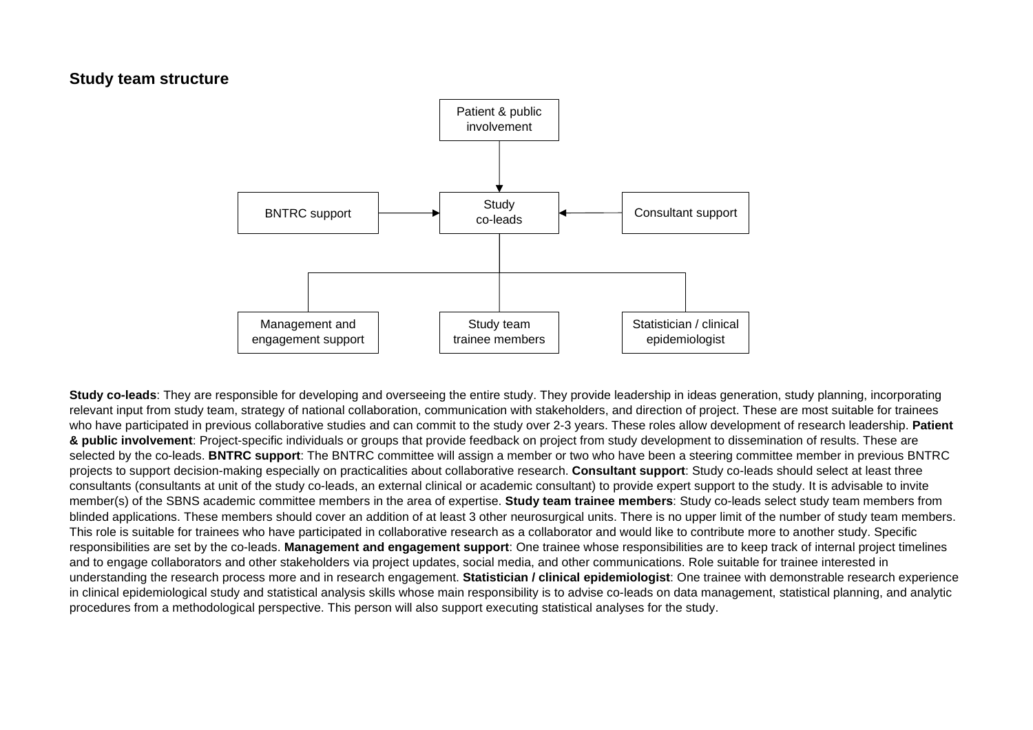## Study team structure

Patient & public involvement

BNTRC support

Study co-leads

Consultant support

Management and engagement support

Study team trainee members

Statistician / clinical epidemiologist

**Study co-leads**: They are responsible for developing and overseeing the entire study. They provide leadership in ideas generation, study planning, incorporating relevant input from study team, strategy of national collaboration, communication with stakeholders, and direction of project. These are most suitable for trainees who have participated in previous collaborative studies and can commit to the study over 2-3 years. These roles allow development of research leadership. **Patient & public involvement**: Project-specific individuals or groups that provide feedback on project from study development to dissemination of results. These are selected by the co-leads. **BNTRC support**: The BNTRC committee will assign a member or two who have been a steering committee member in previous BNTRC projects to support decision-making especially on practicalities about collaborative research. **Consultant support**: Study co-leads should select at least three consultants (consultants at unit of the study co-leads, an external clinical or academic consultant) to provide expert support to the study. It is advisable to invite member(s) of the SBNS academic committee members in the area of expertise. **Study team trainee members**: Study co-leads select study team members from blinded applications. These members should cover an addition of at least 3 other neurosurgical units. There is no upper limit of the number of study team members. This role is suitable for trainees who have participated in collaborative research as a collaborator and would like to contribute more to another study. Specific responsibilities are set by the co-leads. **Management and engagement support**: One trainee whose responsibilities are to keep track of internal project timelines and to engage collaborators and other stakeholders via project updates, social media, and other communications. Role suitable for trainee interested in understanding the research process more and in research engagement. **Statistician / clinical epidemiologist**: One trainee with demonstrable research experience in clinical epidemiological study and statistical analysis skills whose main responsibility is to advise co-leads on data management, statistical planning, and analytic procedures from a methodological perspective. This person will also support executing statistical analyses for the study.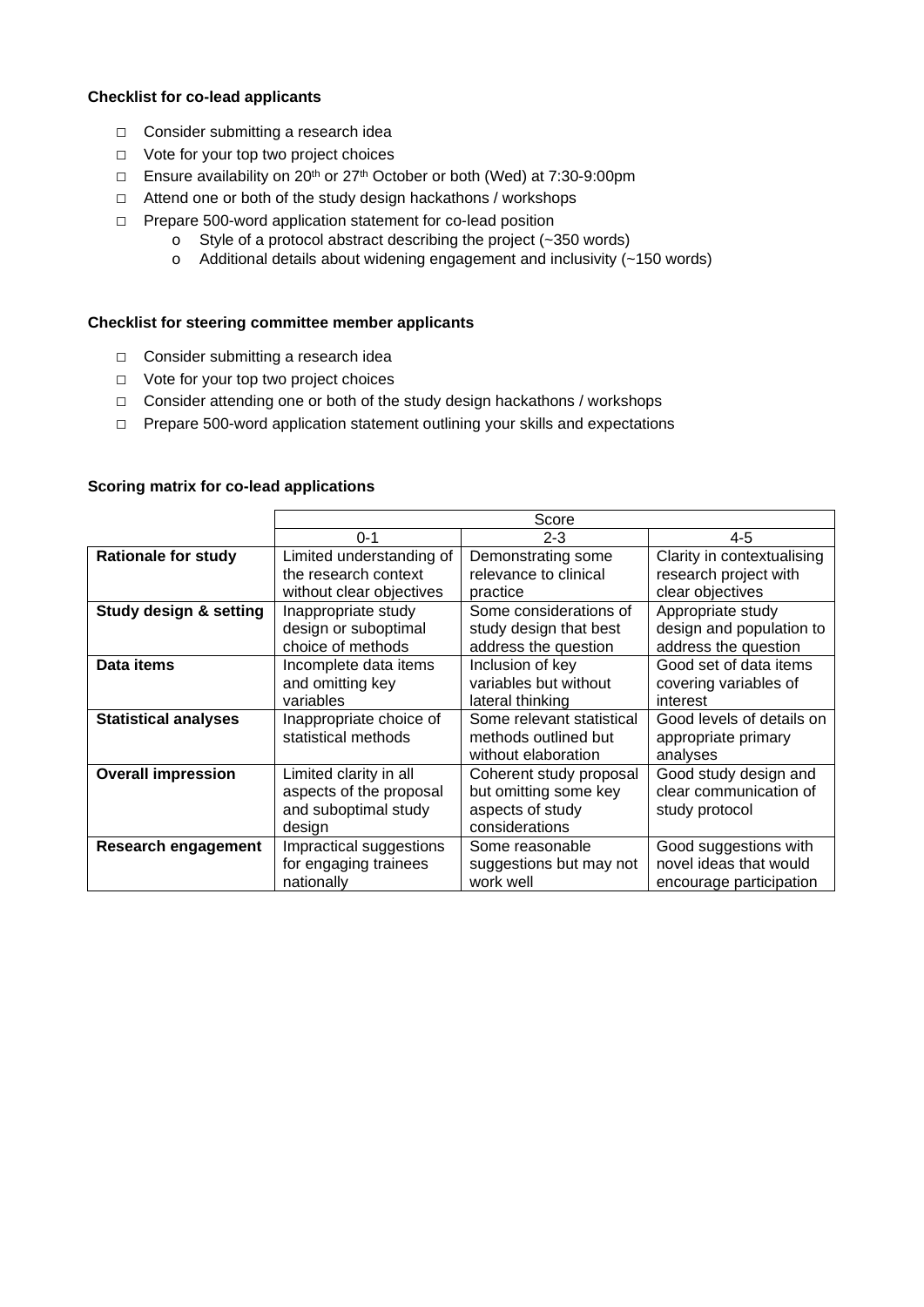**Checklist for co-lead applicants**

- □ Consider submitting a research idea
- □ Vote for your top two project choices
- □ Ensure availability on 20th or 27th October or both (Wed) at 7:30-9:00pm
- □ Attend one or both of the study design hackathons / workshops
- □ Prepare 500-word application statement for co-lead position
    - o Style of a protocol abstract describing the project (~350 words)
    - o Additional details about widening engagement and inclusivity (~150 words)

**Checklist for steering committee member applicants**

- □ Consider submitting a research idea
- □ Vote for your top two project choices
- □ Consider attending one or both of the study design hackathons / workshops
- □ Prepare 500-word application statement outlining your skills and expectations

**Scoring matrix for co-lead applications**

| | Score | | |
|---|---|---|---|
| | 0-1 | 2-3 | 4-5 |
| **Rationale for study** | Limited understanding of the research context without clear objectives | Demonstrating some relevance to clinical practice | Clarity in contextualising research project with clear objectives |
| **Study design & setting** | Inappropriate study design or suboptimal choice of methods | Some considerations of study design that best address the question | Appropriate study design and population to address the question |
| **Data items** | Incomplete data items and omitting key variables | Inclusion of key variables but without lateral thinking | Good set of data items covering variables of interest |
| **Statistical analyses** | Inappropriate choice of statistical methods | Some relevant statistical methods outlined but without elaboration | Good levels of details on appropriate primary analyses |
| **Overall impression** | Limited clarity in all aspects of the proposal and suboptimal study design | Coherent study proposal but omitting some key aspects of study considerations | Good study design and clear communication of study protocol |
| **Research engagement** | Impractical suggestions for engaging trainees nationally | Some reasonable suggestions but may not work well | Good suggestions with novel ideas that would encourage participation |